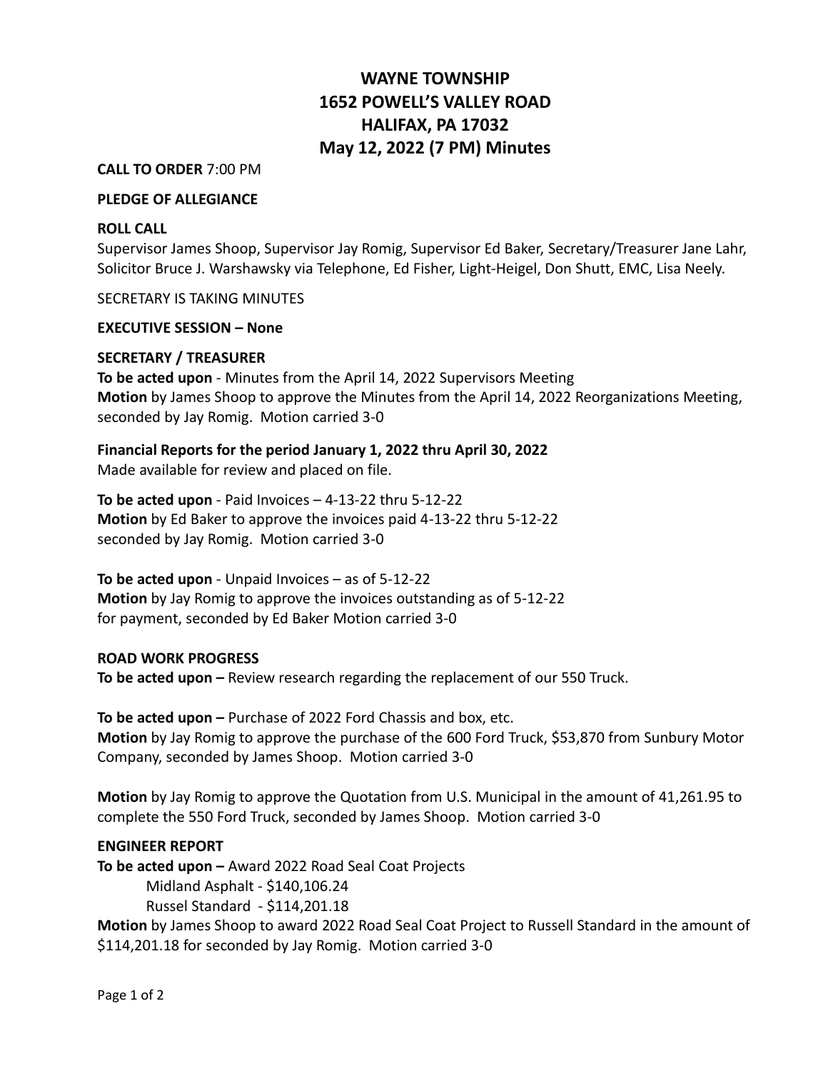# WAYNE TOWNSHIP
# 1652 POWELL'S VALLEY ROAD
# HALIFAX, PA 17032
# May 12, 2022 (7 PM) Minutes

**CALL TO ORDER** 7:00 PM

**PLEDGE OF ALLEGIANCE**

**ROLL CALL**

Supervisor James Shoop, Supervisor Jay Romig, Supervisor Ed Baker, Secretary/Treasurer Jane Lahr, Solicitor Bruce J. Warshawsky via Telephone, Ed Fisher, Light-Heigel, Don Shutt, EMC, Lisa Neely.

SECRETARY IS TAKING MINUTES

**EXECUTIVE SESSION – None**

**SECRETARY / TREASURER**

**To be acted upon** - Minutes from the April 14, 2022 Supervisors Meeting
**Motion** by James Shoop to approve the Minutes from the April 14, 2022 Reorganizations Meeting, seconded by Jay Romig. Motion carried 3-0

**Financial Reports for the period January 1, 2022 thru April 30, 2022**
Made available for review and placed on file.

**To be acted upon** - Paid Invoices – 4-13-22 thru 5-12-22
**Motion** by Ed Baker to approve the invoices paid 4-13-22 thru 5-12-22 seconded by Jay Romig. Motion carried 3-0

**To be acted upon** - Unpaid Invoices – as of 5-12-22
**Motion** by Jay Romig to approve the invoices outstanding as of 5-12-22 for payment, seconded by Ed Baker Motion carried 3-0

**ROAD WORK PROGRESS**

**To be acted upon –** Review research regarding the replacement of our 550 Truck.

**To be acted upon –** Purchase of 2022 Ford Chassis and box, etc.
**Motion** by Jay Romig to approve the purchase of the 600 Ford Truck, $53,870 from Sunbury Motor Company, seconded by James Shoop. Motion carried 3-0

**Motion** by Jay Romig to approve the Quotation from U.S. Municipal in the amount of 41,261.95 to complete the 550 Ford Truck, seconded by James Shoop. Motion carried 3-0

**ENGINEER REPORT**

**To be acted upon –** Award 2022 Road Seal Coat Projects

Midland Asphalt - $140,106.24
Russel Standard - $114,201.18

**Motion** by James Shoop to award 2022 Road Seal Coat Project to Russell Standard in the amount of $114,201.18 for seconded by Jay Romig. Motion carried 3-0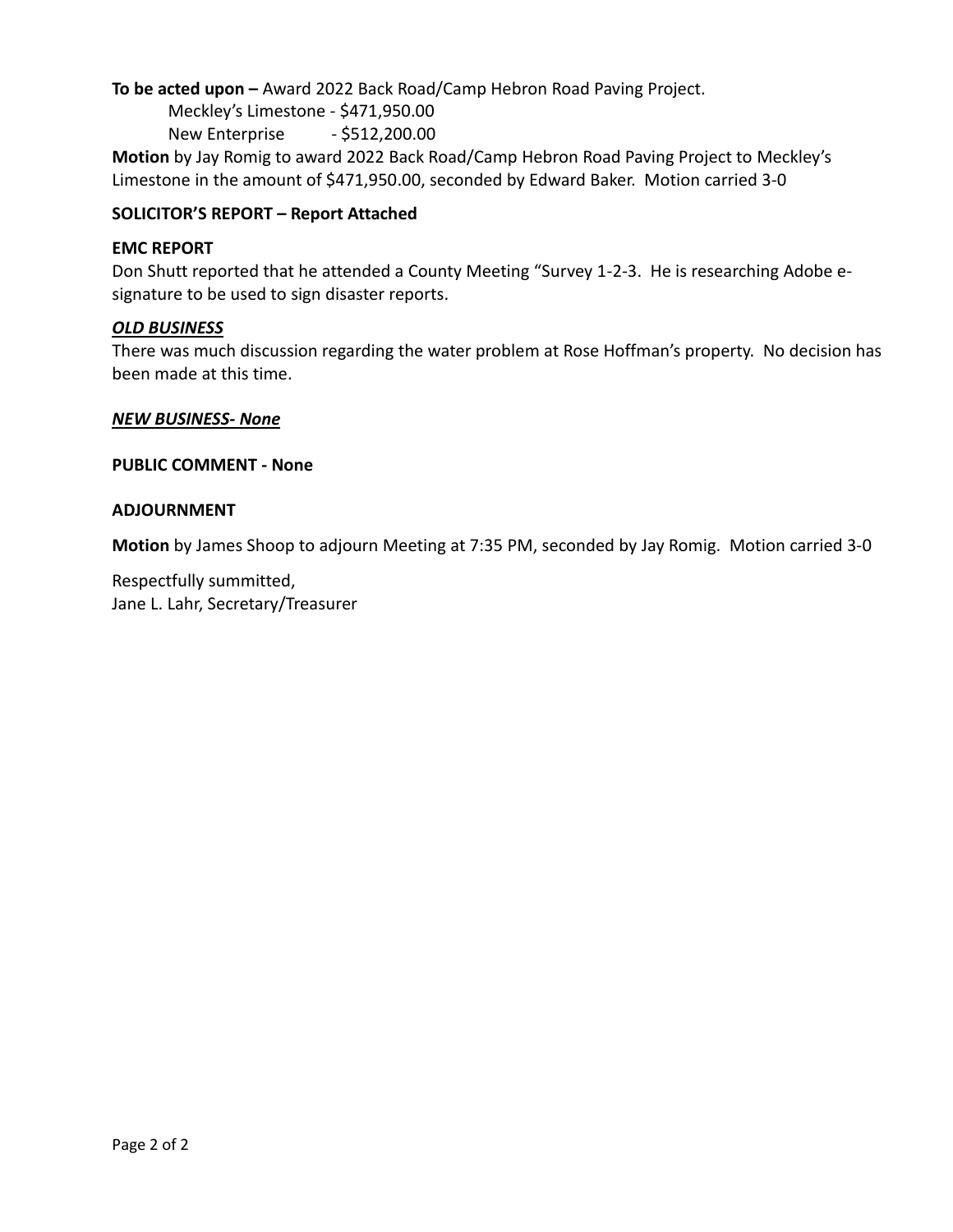**To be acted upon –** Award 2022 Back Road/Camp Hebron Road Paving Project.

Meckley's Limestone - $471,950.00

New Enterprise - $512,200.00

**Motion** by Jay Romig to award 2022 Back Road/Camp Hebron Road Paving Project to Meckley's Limestone in the amount of $471,950.00, seconded by Edward Baker. Motion carried 3-0

**SOLICITOR'S REPORT – Report Attached**

**EMC REPORT**

Don Shutt reported that he attended a County Meeting "Survey 1-2-3. He is researching Adobe e-signature to be used to sign disaster reports.

***OLD BUSINESS***

There was much discussion regarding the water problem at Rose Hoffman's property. No decision has been made at this time.

***NEW BUSINESS- None***

**PUBLIC COMMENT - None**

**ADJOURNMENT**

**Motion** by James Shoop to adjourn Meeting at 7:35 PM, seconded by Jay Romig. Motion carried 3-0

Respectfully summitted,
Jane L. Lahr, Secretary/Treasurer